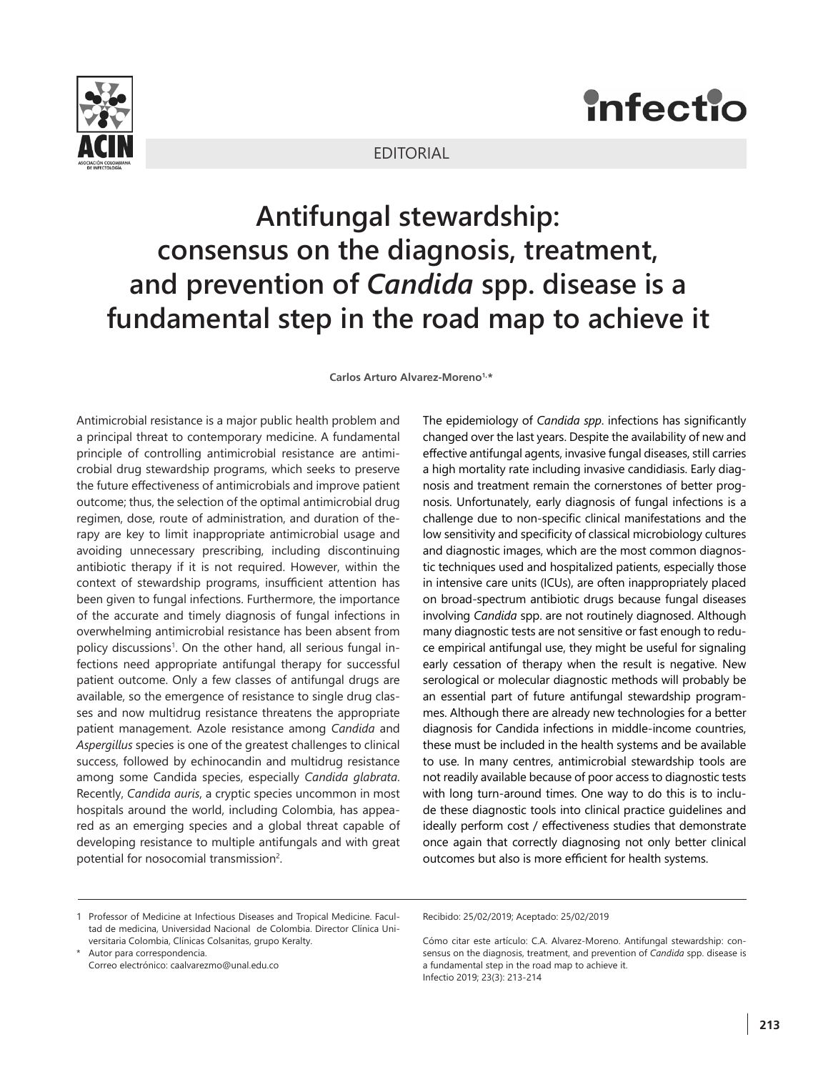EDITORIAL

# Antifungal stewardship: consensus on the diagnosis, treatment, and prevention of *Candida* spp. disease is a fundamental step in the road map to achieve it

**Carlos Arturo Alvarez-Moreno[1,*]**

Antimicrobial resistance is a major public health problem and a principal threat to contemporary medicine. A fundamental principle of controlling antimicrobial resistance are antimicrobial drug stewardship programs, which seeks to preserve the future effectiveness of antimicrobials and improve patient outcome; thus, the selection of the optimal antimicrobial drug regimen, dose, route of administration, and duration of therapy are key to limit inappropriate antimicrobial usage and avoiding unnecessary prescribing, including discontinuing antibiotic therapy if it is not required. However, within the context of stewardship programs, insufficient attention has been given to fungal infections. Furthermore, the importance of the accurate and timely diagnosis of fungal infections in overwhelming antimicrobial resistance has been absent from policy discussions[1]. On the other hand, all serious fungal infections need appropriate antifungal therapy for successful patient outcome. Only a few classes of antifungal drugs are available, so the emergence of resistance to single drug classes and now multidrug resistance threatens the appropriate patient management. Azole resistance among *Candida* and *Aspergillus* species is one of the greatest challenges to clinical success, followed by echinocandin and multidrug resistance among some Candida species, especially *Candida glabrata*. Recently, *Candida auris*, a cryptic species uncommon in most hospitals around the world, including Colombia, has appeared as an emerging species and a global threat capable of developing resistance to multiple antifungals and with great potential for nosocomial transmission[2].

The epidemiology of *Candida spp*. infections has significantly changed over the last years. Despite the availability of new and effective antifungal agents, invasive fungal diseases, still carries a high mortality rate including invasive candidiasis. Early diagnosis and treatment remain the cornerstones of better prognosis. Unfortunately, early diagnosis of fungal infections is a challenge due to non-specific clinical manifestations and the low sensitivity and specificity of classical microbiology cultures and diagnostic images, which are the most common diagnostic techniques used and hospitalized patients, especially those in intensive care units (ICUs), are often inappropriately placed on broad-spectrum antibiotic drugs because fungal diseases involving *Candida* spp. are not routinely diagnosed. Although many diagnostic tests are not sensitive or fast enough to reduce empirical antifungal use, they might be useful for signaling early cessation of therapy when the result is negative. New serological or molecular diagnostic methods will probably be an essential part of future antifungal stewardship programmes. Although there are already new technologies for a better diagnosis for Candida infections in middle-income countries, these must be included in the health systems and be available to use. In many centres, antimicrobial stewardship tools are not readily available because of poor access to diagnostic tests with long turn-around times. One way to do this is to include these diagnostic tools into clinical practice guidelines and ideally perform cost / effectiveness studies that demonstrate once again that correctly diagnosing not only better clinical outcomes but also is more efficient for health systems.

---

1 Professor of Medicine at Infectious Diseases and Tropical Medicine. Facultad de medicina, Universidad Nacional de Colombia. Director Clínica Universitaria Colombia, Clínicas Colsanitas, grupo Keralty.

\* Autor para correspondencia.
Correo electrónico: caalvarezmo@unal.edu.co

Recibido: 25/02/2019; Aceptado: 25/02/2019

Cómo citar este artículo: C.A. Alvarez-Moreno. Antifungal stewardship: consensus on the diagnosis, treatment, and prevention of *Candida* spp. disease is a fundamental step in the road map to achieve it. Infectio 2019; 23(3): 213-214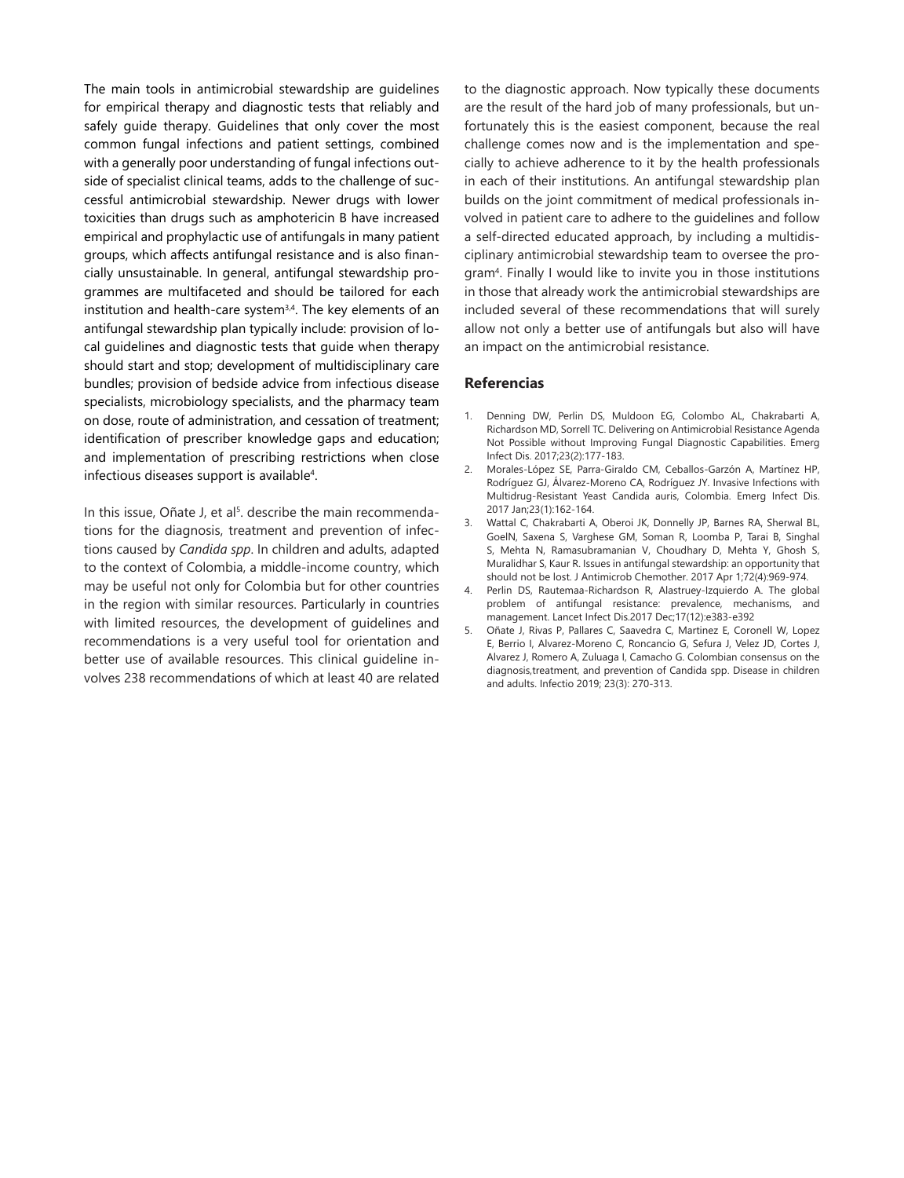The main tools in antimicrobial stewardship are guidelines for empirical therapy and diagnostic tests that reliably and safely guide therapy. Guidelines that only cover the most common fungal infections and patient settings, combined with a generally poor understanding of fungal infections outside of specialist clinical teams, adds to the challenge of successful antimicrobial stewardship. Newer drugs with lower toxicities than drugs such as amphotericin B have increased empirical and prophylactic use of antifungals in many patient groups, which affects antifungal resistance and is also financially unsustainable. In general, antifungal stewardship programmes are multifaceted and should be tailored for each institution and health-care system[3,4]. The key elements of an antifungal stewardship plan typically include: provision of local guidelines and diagnostic tests that guide when therapy should start and stop; development of multidisciplinary care bundles; provision of bedside advice from infectious disease specialists, microbiology specialists, and the pharmacy team on dose, route of administration, and cessation of treatment; identification of prescriber knowledge gaps and education; and implementation of prescribing restrictions when close infectious diseases support is available[4].

In this issue, Oñate J, et al[5]. describe the main recommendations for the diagnosis, treatment and prevention of infections caused by *Candida spp*. In children and adults, adapted to the context of Colombia, a middle-income country, which may be useful not only for Colombia but for other countries in the region with similar resources. Particularly in countries with limited resources, the development of guidelines and recommendations is a very useful tool for orientation and better use of available resources. This clinical guideline involves 238 recommendations of which at least 40 are related to the diagnostic approach. Now typically these documents are the result of the hard job of many professionals, but unfortunately this is the easiest component, because the real challenge comes now and is the implementation and specially to achieve adherence to it by the health professionals in each of their institutions. An antifungal stewardship plan builds on the joint commitment of medical professionals involved in patient care to adhere to the guidelines and follow a self-directed educated approach, by including a multidisciplinary antimicrobial stewardship team to oversee the program[4]. Finally I would like to invite you in those institutions in those that already work the antimicrobial stewardships are included several of these recommendations that will surely allow not only a better use of antifungals but also will have an impact on the antimicrobial resistance.

## Referencias

1. Denning DW, Perlin DS, Muldoon EG, Colombo AL, Chakrabarti A, Richardson MD, Sorrell TC. Delivering on Antimicrobial Resistance Agenda Not Possible without Improving Fungal Diagnostic Capabilities. Emerg Infect Dis. 2017;23(2):177-183.
2. Morales-López SE, Parra-Giraldo CM, Ceballos-Garzón A, Martínez HP, Rodríguez GJ, Álvarez-Moreno CA, Rodríguez JY. Invasive Infections with Multidrug-Resistant Yeast Candida auris, Colombia. Emerg Infect Dis. 2017 Jan;23(1):162-164.
3. Wattal C, Chakrabarti A, Oberoi JK, Donnelly JP, Barnes RA, Sherwal BL, GoelN, Saxena S, Varghese GM, Soman R, Loomba P, Tarai B, Singhal S, Mehta N, Ramasubramanian V, Choudhary D, Mehta Y, Ghosh S, Muralidhar S, Kaur R. Issues in antifungal stewardship: an opportunity that should not be lost. J Antimicrob Chemother. 2017 Apr 1;72(4):969-974.
4. Perlin DS, Rautemaa-Richardson R, Alastruey-Izquierdo A. The global problem of antifungal resistance: prevalence, mechanisms, and management. Lancet Infect Dis.2017 Dec;17(12):e383-e392
5. Oñate J, Rivas P, Pallares C, Saavedra C, Martinez E, Coronell W, Lopez E, Berrio I, Alvarez-Moreno C, Roncancio G, Sefura J, Velez JD, Cortes J, Alvarez J, Romero A, Zuluaga I, Camacho G. Colombian consensus on the diagnosis,treatment, and prevention of Candida spp. Disease in children and adults. Infectio 2019; 23(3): 270-313.